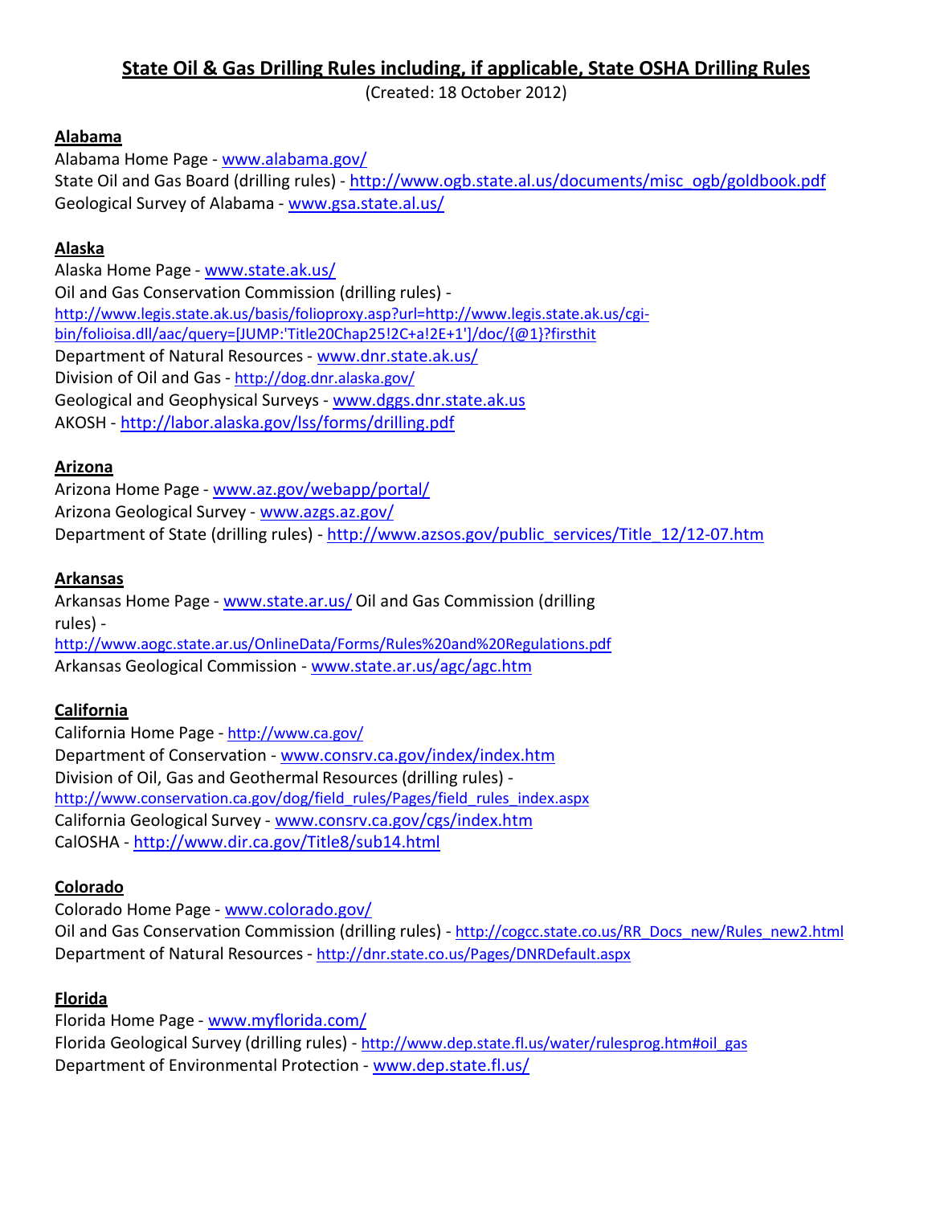# State Oil & Gas Drilling Rules including, if applicable, State OSHA Drilling Rules

(Created: 18 October 2012)

## Alabama

Alabama Home Page - www.alabama.gov/
State Oil and Gas Board (drilling rules) - http://www.ogb.state.al.us/documents/misc_ogb/goldbook.pdf
Geological Survey of Alabama - www.gsa.state.al.us/

## Alaska

Alaska Home Page - www.state.ak.us/
Oil and Gas Conservation Commission (drilling rules) - http://www.legis.state.ak.us/basis/folioproxy.asp?url=http://www.legis.state.ak.us/cgi-bin/folioisa.dll/aac/query=[JUMP:'Title20Chap25!2C+a!2E+1']/doc/{@1}?firsthit
Department of Natural Resources - www.dnr.state.ak.us/
Division of Oil and Gas - http://dog.dnr.alaska.gov/
Geological and Geophysical Surveys - www.dggs.dnr.state.ak.us
AKOSH - http://labor.alaska.gov/lss/forms/drilling.pdf

## Arizona

Arizona Home Page - www.az.gov/webapp/portal/
Arizona Geological Survey - www.azgs.az.gov/
Department of State (drilling rules) - http://www.azsos.gov/public_services/Title_12/12-07.htm

## Arkansas

Arkansas Home Page - www.state.ar.us/ Oil and Gas Commission (drilling rules) - http://www.aogc.state.ar.us/OnlineData/Forms/Rules%20and%20Regulations.pdf
Arkansas Geological Commission - www.state.ar.us/agc/agc.htm

## California

California Home Page - http://www.ca.gov/
Department of Conservation - www.consrv.ca.gov/index/index.htm
Division of Oil, Gas and Geothermal Resources (drilling rules) - http://www.conservation.ca.gov/dog/field_rules/Pages/field_rules_index.aspx
California Geological Survey - www.consrv.ca.gov/cgs/index.htm
CalOSHA - http://www.dir.ca.gov/Title8/sub14.html

## Colorado

Colorado Home Page - www.colorado.gov/
Oil and Gas Conservation Commission (drilling rules) - http://cogcc.state.co.us/RR_Docs_new/Rules_new2.html
Department of Natural Resources - http://dnr.state.co.us/Pages/DNRDefault.aspx

## Florida

Florida Home Page - www.myflorida.com/
Florida Geological Survey (drilling rules) - http://www.dep.state.fl.us/water/rulesprog.htm#oil_gas
Department of Environmental Protection - www.dep.state.fl.us/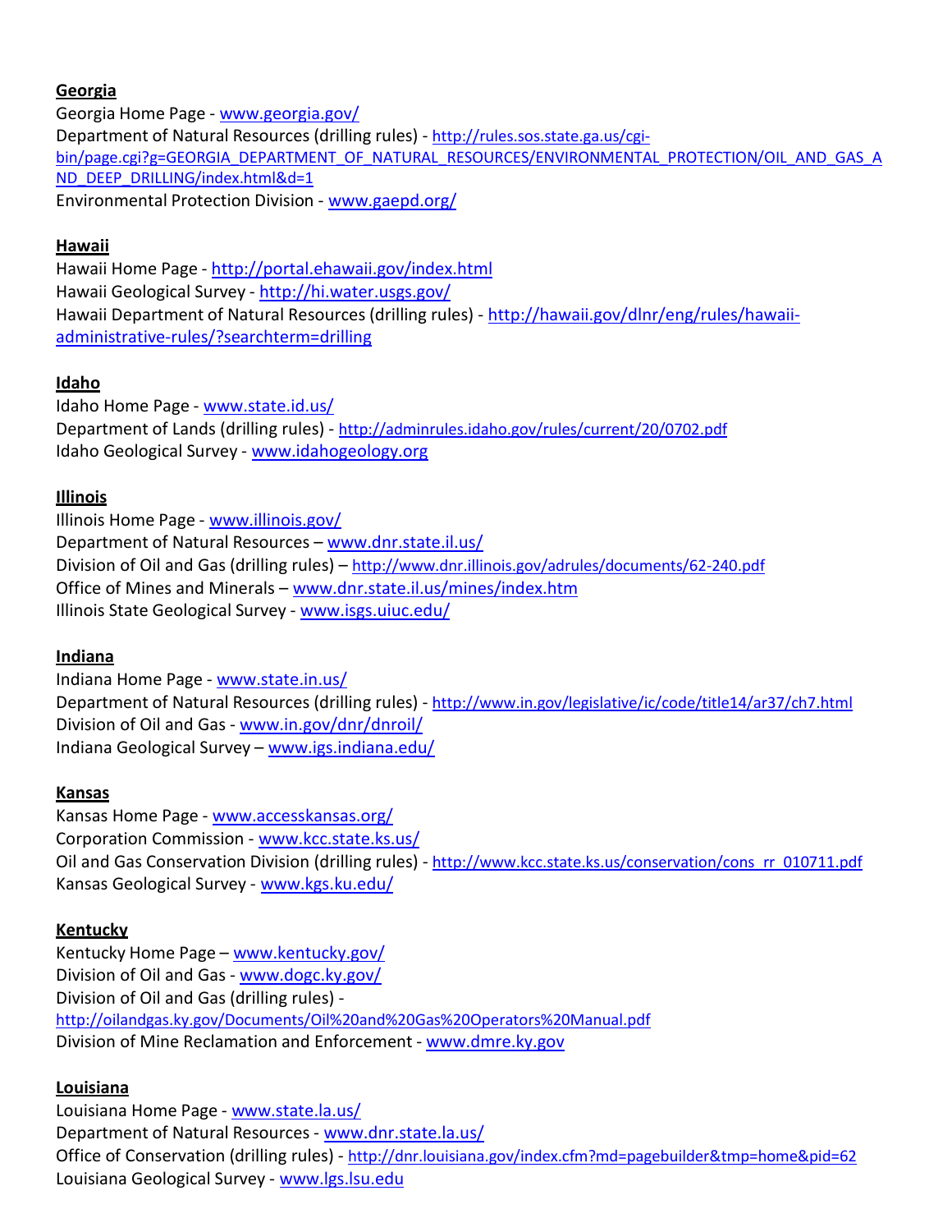**Georgia**

Georgia Home Page - www.georgia.gov/
Department of Natural Resources (drilling rules) - http://rules.sos.state.ga.us/cgi-bin/page.cgi?g=GEORGIA_DEPARTMENT_OF_NATURAL_RESOURCES/ENVIRONMENTAL_PROTECTION/OIL_AND_GAS_AND_DEEP_DRILLING/index.html&d=1
Environmental Protection Division - www.gaepd.org/

**Hawaii**

Hawaii Home Page - http://portal.ehawaii.gov/index.html
Hawaii Geological Survey - http://hi.water.usgs.gov/
Hawaii Department of Natural Resources (drilling rules) - http://hawaii.gov/dlnr/eng/rules/hawaii-administrative-rules/?searchterm=drilling

**Idaho**

Idaho Home Page - www.state.id.us/
Department of Lands (drilling rules) - http://adminrules.idaho.gov/rules/current/20/0702.pdf
Idaho Geological Survey - www.idahogeology.org

**Illinois**

Illinois Home Page - www.illinois.gov/
Department of Natural Resources – www.dnr.state.il.us/
Division of Oil and Gas (drilling rules) – http://www.dnr.illinois.gov/adrules/documents/62-240.pdf
Office of Mines and Minerals – www.dnr.state.il.us/mines/index.htm
Illinois State Geological Survey - www.isgs.uiuc.edu/

**Indiana**

Indiana Home Page - www.state.in.us/
Department of Natural Resources (drilling rules) - http://www.in.gov/legislative/ic/code/title14/ar37/ch7.html
Division of Oil and Gas - www.in.gov/dnr/dnroil/
Indiana Geological Survey – www.igs.indiana.edu/

**Kansas**

Kansas Home Page - www.accesskansas.org/
Corporation Commission - www.kcc.state.ks.us/
Oil and Gas Conservation Division (drilling rules) - http://www.kcc.state.ks.us/conservation/cons_rr_010711.pdf
Kansas Geological Survey - www.kgs.ku.edu/

**Kentucky**

Kentucky Home Page – www.kentucky.gov/
Division of Oil and Gas - www.dogc.ky.gov/
Division of Oil and Gas (drilling rules) - http://oilandgas.ky.gov/Documents/Oil%20and%20Gas%20Operators%20Manual.pdf
Division of Mine Reclamation and Enforcement - www.dmre.ky.gov

**Louisiana**

Louisiana Home Page - www.state.la.us/
Department of Natural Resources - www.dnr.state.la.us/
Office of Conservation (drilling rules) - http://dnr.louisiana.gov/index.cfm?md=pagebuilder&tmp=home&pid=62
Louisiana Geological Survey - www.lgs.lsu.edu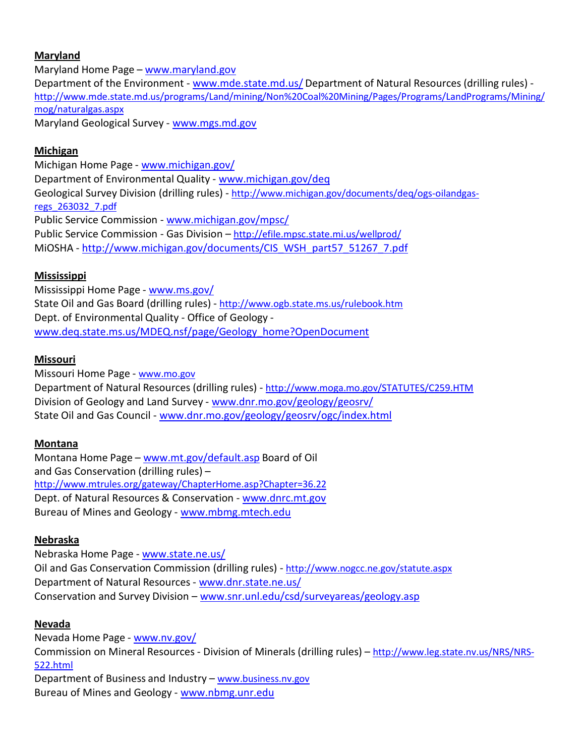**Maryland**
Maryland Home Page – www.maryland.gov
Department of the Environment - www.mde.state.md.us/ Department of Natural Resources (drilling rules) - http://www.mde.state.md.us/programs/Land/mining/Non%20Coal%20Mining/Pages/Programs/LandPrograms/Mining/mog/naturalgas.aspx
Maryland Geological Survey - www.mgs.md.gov

**Michigan**
Michigan Home Page - www.michigan.gov/
Department of Environmental Quality - www.michigan.gov/deq
Geological Survey Division (drilling rules) - http://www.michigan.gov/documents/deq/ogs-oilandgas-regs_263032_7.pdf
Public Service Commission - www.michigan.gov/mpsc/
Public Service Commission - Gas Division – http://efile.mpsc.state.mi.us/wellprod/
MiOSHA - http://www.michigan.gov/documents/CIS_WSH_part57_51267_7.pdf

**Mississippi**
Mississippi Home Page - www.ms.gov/
State Oil and Gas Board (drilling rules) - http://www.ogb.state.ms.us/rulebook.htm
Dept. of Environmental Quality - Office of Geology - www.deq.state.ms.us/MDEQ.nsf/page/Geology_home?OpenDocument

**Missouri**
Missouri Home Page - www.mo.gov
Department of Natural Resources (drilling rules) - http://www.moga.mo.gov/STATUTES/C259.HTM
Division of Geology and Land Survey - www.dnr.mo.gov/geology/geosrv/
State Oil and Gas Council - www.dnr.mo.gov/geology/geosrv/ogc/index.html

**Montana**
Montana Home Page – www.mt.gov/default.asp Board of Oil and Gas Conservation (drilling rules) – http://www.mtrules.org/gateway/ChapterHome.asp?Chapter=36.22
Dept. of Natural Resources & Conservation - www.dnrc.mt.gov
Bureau of Mines and Geology - www.mbmg.mtech.edu

**Nebraska**
Nebraska Home Page - www.state.ne.us/
Oil and Gas Conservation Commission (drilling rules) - http://www.nogcc.ne.gov/statute.aspx
Department of Natural Resources - www.dnr.state.ne.us/
Conservation and Survey Division – www.snr.unl.edu/csd/surveyareas/geology.asp

**Nevada**
Nevada Home Page - www.nv.gov/
Commission on Mineral Resources - Division of Minerals (drilling rules) – http://www.leg.state.nv.us/NRS/NRS-522.html
Department of Business and Industry – www.business.nv.gov
Bureau of Mines and Geology - www.nbmg.unr.edu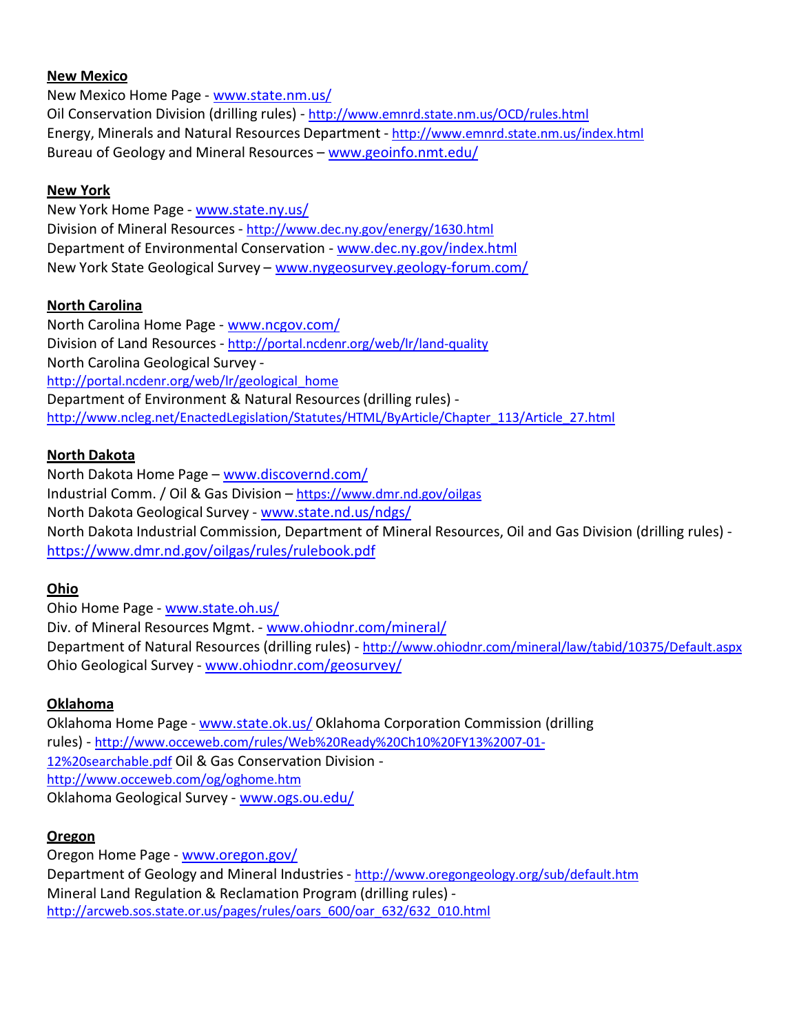**New Mexico**

New Mexico Home Page - www.state.nm.us/
Oil Conservation Division (drilling rules) - http://www.emnrd.state.nm.us/OCD/rules.html
Energy, Minerals and Natural Resources Department - http://www.emnrd.state.nm.us/index.html
Bureau of Geology and Mineral Resources – www.geoinfo.nmt.edu/

**New York**

New York Home Page - www.state.ny.us/
Division of Mineral Resources - http://www.dec.ny.gov/energy/1630.html
Department of Environmental Conservation - www.dec.ny.gov/index.html
New York State Geological Survey – www.nygeosurvey.geology-forum.com/

**North Carolina**

North Carolina Home Page - www.ncgov.com/
Division of Land Resources - http://portal.ncdenr.org/web/lr/land-quality
North Carolina Geological Survey - http://portal.ncdenr.org/web/lr/geological_home
Department of Environment & Natural Resources (drilling rules) - http://www.ncleg.net/EnactedLegislation/Statutes/HTML/ByArticle/Chapter_113/Article_27.html

**North Dakota**

North Dakota Home Page – www.discovernd.com/
Industrial Comm. / Oil & Gas Division – https://www.dmr.nd.gov/oilgas
North Dakota Geological Survey - www.state.nd.us/ndgs/
North Dakota Industrial Commission, Department of Mineral Resources, Oil and Gas Division (drilling rules) - https://www.dmr.nd.gov/oilgas/rules/rulebook.pdf

**Ohio**

Ohio Home Page - www.state.oh.us/
Div. of Mineral Resources Mgmt. - www.ohiodnr.com/mineral/
Department of Natural Resources (drilling rules) - http://www.ohiodnr.com/mineral/law/tabid/10375/Default.aspx
Ohio Geological Survey - www.ohiodnr.com/geosurvey/

**Oklahoma**

Oklahoma Home Page - www.state.ok.us/ Oklahoma Corporation Commission (drilling rules) - http://www.occeweb.com/rules/Web%20Ready%20Ch10%20FY13%2007-01-12%20searchable.pdf Oil & Gas Conservation Division - http://www.occeweb.com/og/oghome.htm
Oklahoma Geological Survey - www.ogs.ou.edu/

**Oregon**

Oregon Home Page - www.oregon.gov/
Department of Geology and Mineral Industries - http://www.oregongeology.org/sub/default.htm
Mineral Land Regulation & Reclamation Program (drilling rules) - http://arcweb.sos.state.or.us/pages/rules/oars_600/oar_632/632_010.html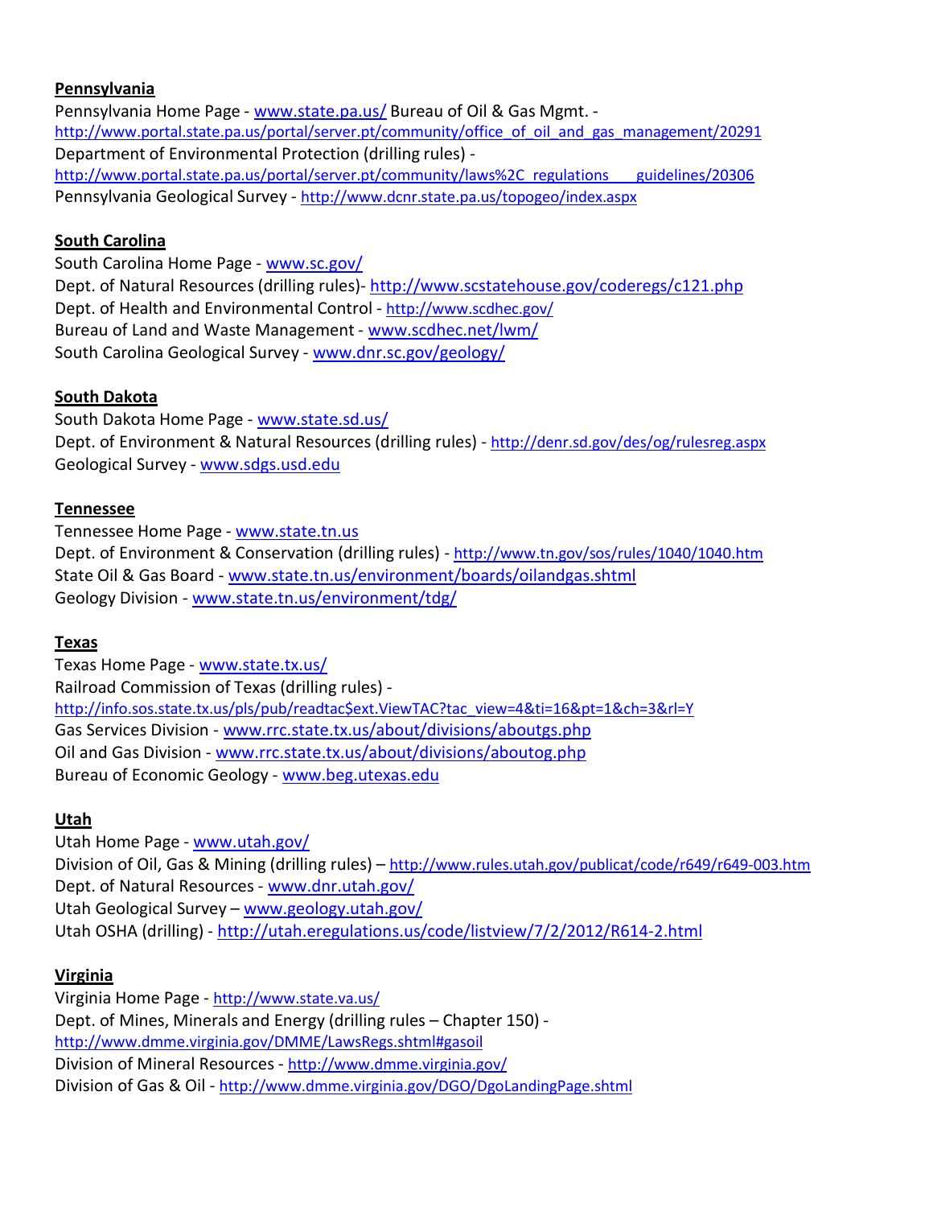**Pennsylvania**

Pennsylvania Home Page - www.state.pa.us/ Bureau of Oil & Gas Mgmt. - http://www.portal.state.pa.us/portal/server.pt/community/office_of_oil_and_gas_management/20291
Department of Environmental Protection (drilling rules) - http://www.portal.state.pa.us/portal/server.pt/community/laws%2C_regulations___guidelines/20306
Pennsylvania Geological Survey - http://www.dcnr.state.pa.us/topogeo/index.aspx

**South Carolina**

South Carolina Home Page - www.sc.gov/
Dept. of Natural Resources (drilling rules)- http://www.scstatehouse.gov/coderegs/c121.php
Dept. of Health and Environmental Control - http://www.scdhec.gov/
Bureau of Land and Waste Management - www.scdhec.net/lwm/
South Carolina Geological Survey - www.dnr.sc.gov/geology/

**South Dakota**

South Dakota Home Page - www.state.sd.us/
Dept. of Environment & Natural Resources (drilling rules) - http://denr.sd.gov/des/og/rulesreg.aspx
Geological Survey - www.sdgs.usd.edu

**Tennessee**

Tennessee Home Page - www.state.tn.us
Dept. of Environment & Conservation (drilling rules) - http://www.tn.gov/sos/rules/1040/1040.htm
State Oil & Gas Board - www.state.tn.us/environment/boards/oilandgas.shtml
Geology Division - www.state.tn.us/environment/tdg/

**Texas**

Texas Home Page - www.state.tx.us/
Railroad Commission of Texas (drilling rules) - http://info.sos.state.tx.us/pls/pub/readtac$ext.ViewTAC?tac_view=4&ti=16&pt=1&ch=3&rl=Y
Gas Services Division - www.rrc.state.tx.us/about/divisions/aboutgs.php
Oil and Gas Division - www.rrc.state.tx.us/about/divisions/aboutog.php
Bureau of Economic Geology - www.beg.utexas.edu

**Utah**

Utah Home Page - www.utah.gov/
Division of Oil, Gas & Mining (drilling rules) – http://www.rules.utah.gov/publicat/code/r649/r649-003.htm
Dept. of Natural Resources - www.dnr.utah.gov/
Utah Geological Survey – www.geology.utah.gov/
Utah OSHA (drilling) - http://utah.eregulations.us/code/listview/7/2/2012/R614-2.html

**Virginia**

Virginia Home Page - http://www.state.va.us/
Dept. of Mines, Minerals and Energy (drilling rules – Chapter 150) - http://www.dmme.virginia.gov/DMME/LawsRegs.shtml#gasoil
Division of Mineral Resources - http://www.dmme.virginia.gov/
Division of Gas & Oil - http://www.dmme.virginia.gov/DGO/DgoLandingPage.shtml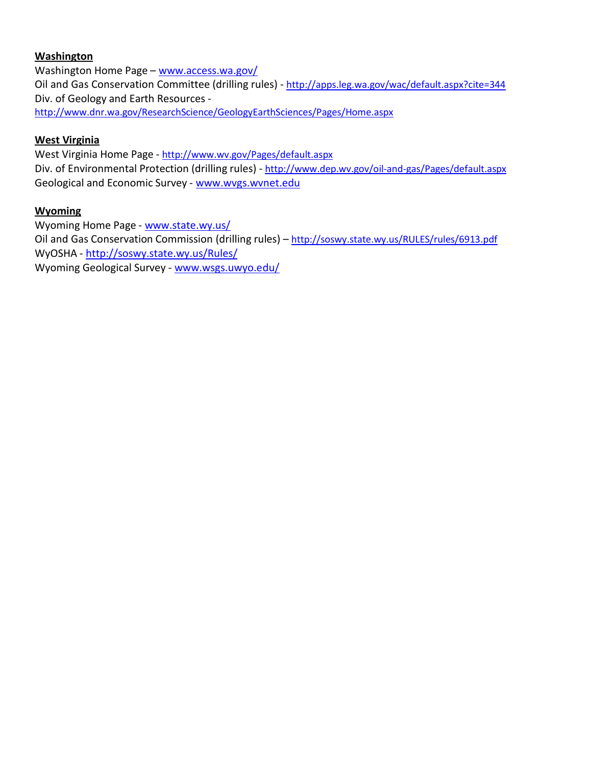**Washington**

Washington Home Page – www.access.wa.gov/
Oil and Gas Conservation Committee (drilling rules) - http://apps.leg.wa.gov/wac/default.aspx?cite=344
Div. of Geology and Earth Resources - http://www.dnr.wa.gov/ResearchScience/GeologyEarthSciences/Pages/Home.aspx

**West Virginia**

West Virginia Home Page - http://www.wv.gov/Pages/default.aspx
Div. of Environmental Protection (drilling rules) - http://www.dep.wv.gov/oil-and-gas/Pages/default.aspx
Geological and Economic Survey - www.wvgs.wvnet.edu

**Wyoming**

Wyoming Home Page - www.state.wy.us/
Oil and Gas Conservation Commission (drilling rules) – http://soswy.state.wy.us/RULES/rules/6913.pdf
WyOSHA - http://soswy.state.wy.us/Rules/
Wyoming Geological Survey - www.wsgs.uwyo.edu/